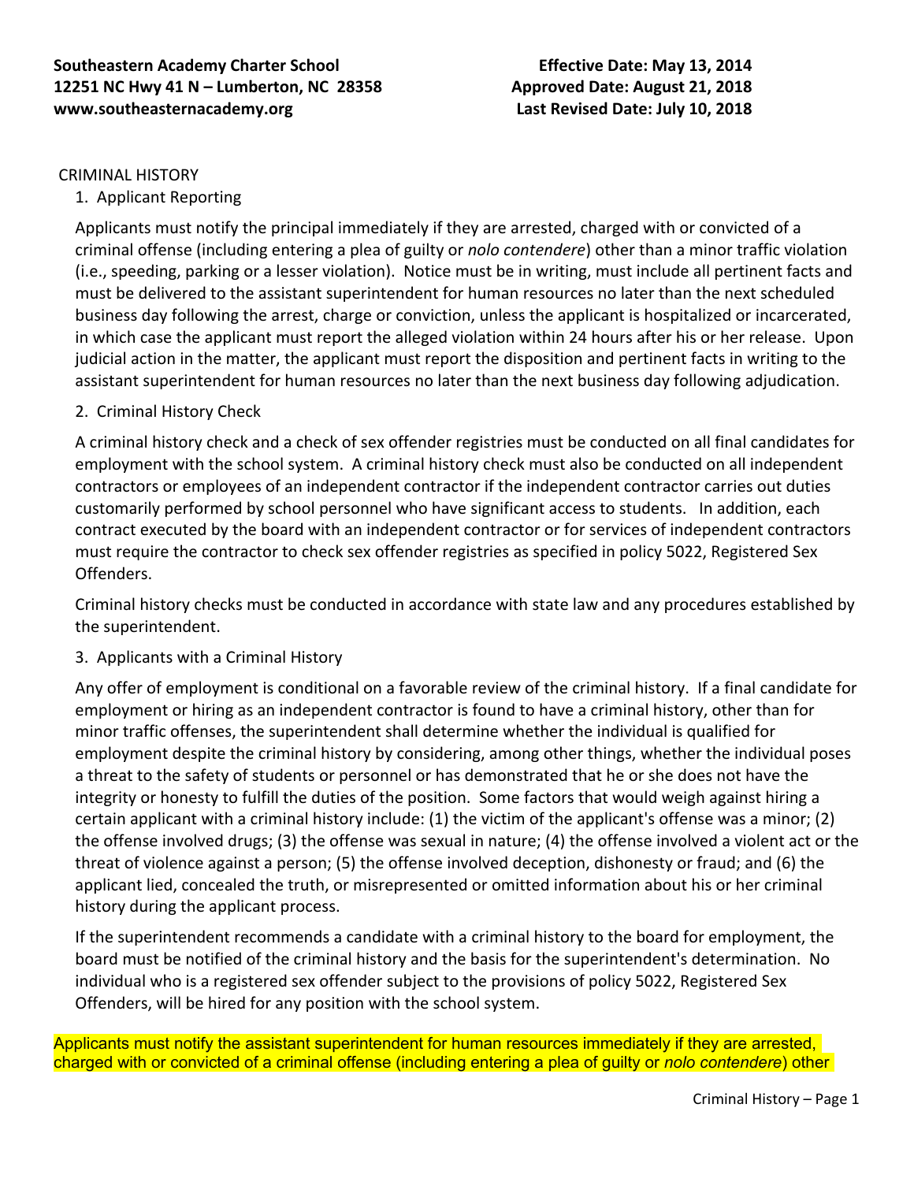**Southeastern Academy Charter School**
**12251 NC Hwy 41 N – Lumberton, NC 28358**
**www.southeasternacademy.org**

**Effective Date: May 13, 2014**
**Approved Date: August 21, 2018**
**Last Revised Date: July 10, 2018**

CRIMINAL HISTORY

1. Applicant Reporting

Applicants must notify the principal immediately if they are arrested, charged with or convicted of a criminal offense (including entering a plea of guilty or *nolo contendere*) other than a minor traffic violation (i.e., speeding, parking or a lesser violation). Notice must be in writing, must include all pertinent facts and must be delivered to the assistant superintendent for human resources no later than the next scheduled business day following the arrest, charge or conviction, unless the applicant is hospitalized or incarcerated, in which case the applicant must report the alleged violation within 24 hours after his or her release. Upon judicial action in the matter, the applicant must report the disposition and pertinent facts in writing to the assistant superintendent for human resources no later than the next business day following adjudication.

2. Criminal History Check

A criminal history check and a check of sex offender registries must be conducted on all final candidates for employment with the school system. A criminal history check must also be conducted on all independent contractors or employees of an independent contractor if the independent contractor carries out duties customarily performed by school personnel who have significant access to students. In addition, each contract executed by the board with an independent contractor or for services of independent contractors must require the contractor to check sex offender registries as specified in policy 5022, Registered Sex Offenders.

Criminal history checks must be conducted in accordance with state law and any procedures established by the superintendent.

3. Applicants with a Criminal History

Any offer of employment is conditional on a favorable review of the criminal history. If a final candidate for employment or hiring as an independent contractor is found to have a criminal history, other than for minor traffic offenses, the superintendent shall determine whether the individual is qualified for employment despite the criminal history by considering, among other things, whether the individual poses a threat to the safety of students or personnel or has demonstrated that he or she does not have the integrity or honesty to fulfill the duties of the position. Some factors that would weigh against hiring a certain applicant with a criminal history include: (1) the victim of the applicant's offense was a minor; (2) the offense involved drugs; (3) the offense was sexual in nature; (4) the offense involved a violent act or the threat of violence against a person; (5) the offense involved deception, dishonesty or fraud; and (6) the applicant lied, concealed the truth, or misrepresented or omitted information about his or her criminal history during the applicant process.

If the superintendent recommends a candidate with a criminal history to the board for employment, the board must be notified of the criminal history and the basis for the superintendent's determination. No individual who is a registered sex offender subject to the provisions of policy 5022, Registered Sex Offenders, will be hired for any position with the school system.

Applicants must notify the assistant superintendent for human resources immediately if they are arrested, charged with or convicted of a criminal offense (including entering a plea of guilty or *nolo contendere*) other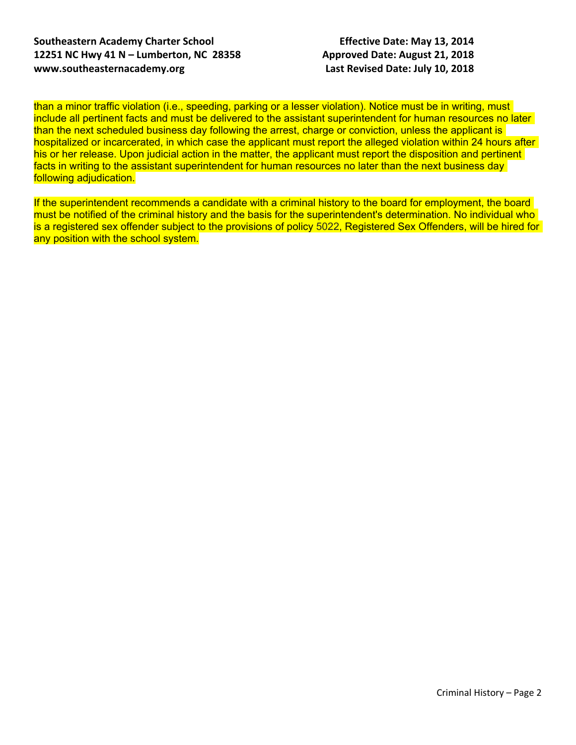than a minor traffic violation (i.e., speeding, parking or a lesser violation). Notice must be in writing, must include all pertinent facts and must be delivered to the assistant superintendent for human resources no later than the next scheduled business day following the arrest, charge or conviction, unless the applicant is hospitalized or incarcerated, in which case the applicant must report the alleged violation within 24 hours after his or her release. Upon judicial action in the matter, the applicant must report the disposition and pertinent facts in writing to the assistant superintendent for human resources no later than the next business day following adjudication.

If the superintendent recommends a candidate with a criminal history to the board for employment, the board must be notified of the criminal history and the basis for the superintendent's determination. No individual who is a registered sex offender subject to the provisions of policy 5022, Registered Sex Offenders, will be hired for any position with the school system.